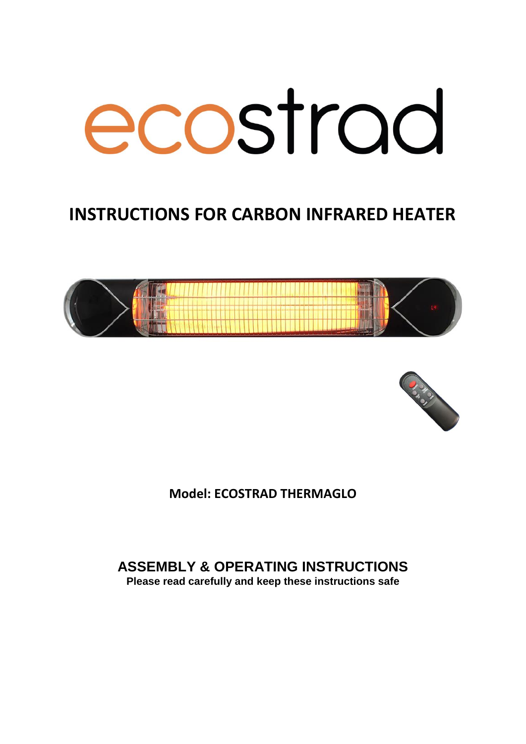# ecostrad

## INSTRUCTIONS FOR CARBON INFRARED HEATER

**Model: ECOSTRAD THERMAGLO**

### ASSEMBLY & OPERATING INSTRUCTIONS

**Please read carefully and keep these instructions safe**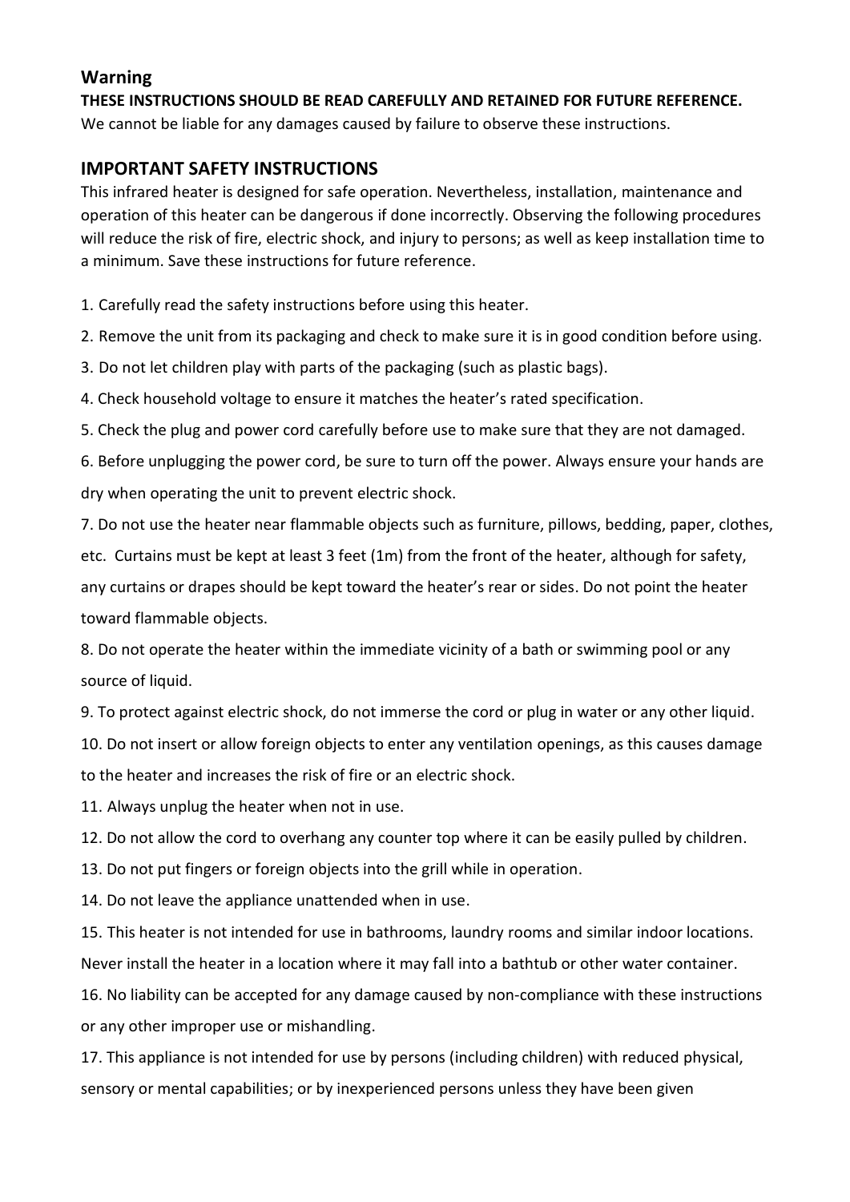## Warning

**THESE INSTRUCTIONS SHOULD BE READ CAREFULLY AND RETAINED FOR FUTURE REFERENCE.**

We cannot be liable for any damages caused by failure to observe these instructions.

## IMPORTANT SAFETY INSTRUCTIONS

This infrared heater is designed for safe operation. Nevertheless, installation, maintenance and operation of this heater can be dangerous if done incorrectly. Observing the following procedures will reduce the risk of fire, electric shock, and injury to persons; as well as keep installation time to a minimum. Save these instructions for future reference.

1. Carefully read the safety instructions before using this heater.
2. Remove the unit from its packaging and check to make sure it is in good condition before using.
3. Do not let children play with parts of the packaging (such as plastic bags).
4. Check household voltage to ensure it matches the heater's rated specification.
5. Check the plug and power cord carefully before use to make sure that they are not damaged.
6. Before unplugging the power cord, be sure to turn off the power. Always ensure your hands are dry when operating the unit to prevent electric shock.
7. Do not use the heater near flammable objects such as furniture, pillows, bedding, paper, clothes, etc. Curtains must be kept at least 3 feet (1m) from the front of the heater, although for safety, any curtains or drapes should be kept toward the heater's rear or sides. Do not point the heater toward flammable objects.
8. Do not operate the heater within the immediate vicinity of a bath or swimming pool or any source of liquid.
9. To protect against electric shock, do not immerse the cord or plug in water or any other liquid.
10. Do not insert or allow foreign objects to enter any ventilation openings, as this causes damage to the heater and increases the risk of fire or an electric shock.
11. Always unplug the heater when not in use.
12. Do not allow the cord to overhang any counter top where it can be easily pulled by children.
13. Do not put fingers or foreign objects into the grill while in operation.
14. Do not leave the appliance unattended when in use.
15. This heater is not intended for use in bathrooms, laundry rooms and similar indoor locations. Never install the heater in a location where it may fall into a bathtub or other water container.
16. No liability can be accepted for any damage caused by non-compliance with these instructions or any other improper use or mishandling.
17. This appliance is not intended for use by persons (including children) with reduced physical, sensory or mental capabilities; or by inexperienced persons unless they have been given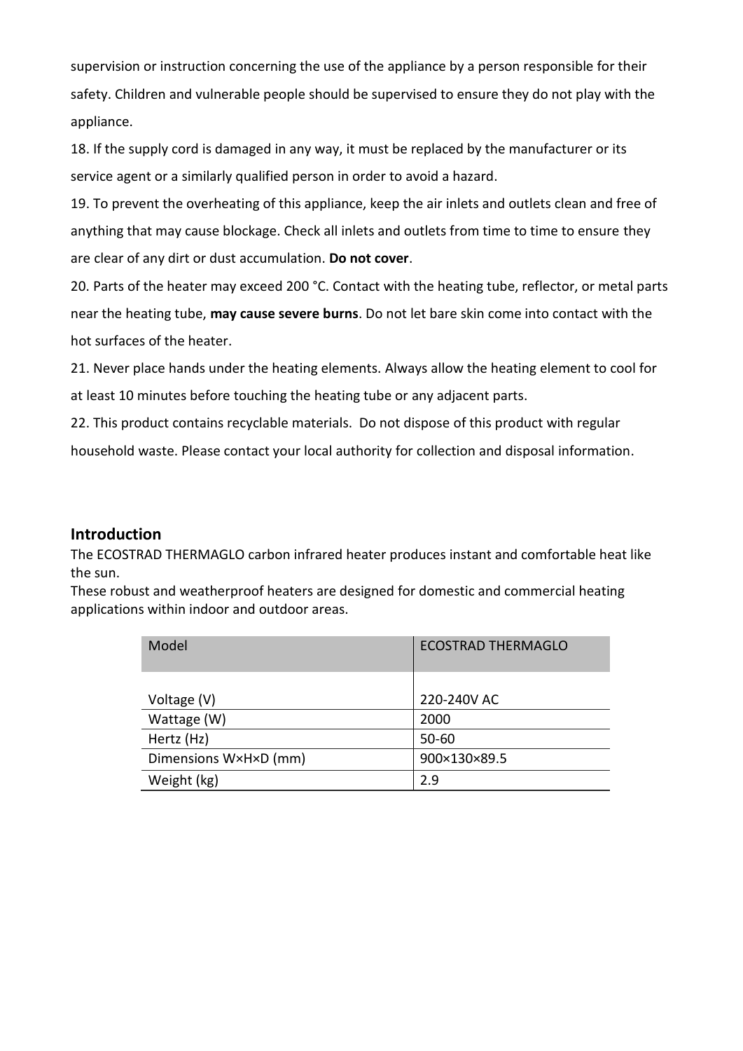supervision or instruction concerning the use of the appliance by a person responsible for their safety. Children and vulnerable people should be supervised to ensure they do not play with the appliance.

18. If the supply cord is damaged in any way, it must be replaced by the manufacturer or its service agent or a similarly qualified person in order to avoid a hazard.

19. To prevent the overheating of this appliance, keep the air inlets and outlets clean and free of anything that may cause blockage. Check all inlets and outlets from time to time to ensure they are clear of any dirt or dust accumulation. **Do not cover**.

20. Parts of the heater may exceed 200 °C. Contact with the heating tube, reflector, or metal parts near the heating tube, **may cause severe burns**. Do not let bare skin come into contact with the hot surfaces of the heater.

21. Never place hands under the heating elements. Always allow the heating element to cool for at least 10 minutes before touching the heating tube or any adjacent parts.

22. This product contains recyclable materials. Do not dispose of this product with regular household waste. Please contact your local authority for collection and disposal information.

## Introduction

The ECOSTRAD THERMAGLO carbon infrared heater produces instant and comfortable heat like the sun.
These robust and weatherproof heaters are designed for domestic and commercial heating applications within indoor and outdoor areas.

| Model | ECOSTRAD THERMAGLO |
|---|---|
| Voltage (V) | 220-240V AC |
| Wattage (W) | 2000 |
| Hertz (Hz) | 50-60 |
| Dimensions W×H×D (mm) | 900×130×89.5 |
| Weight (kg) | 2.9 |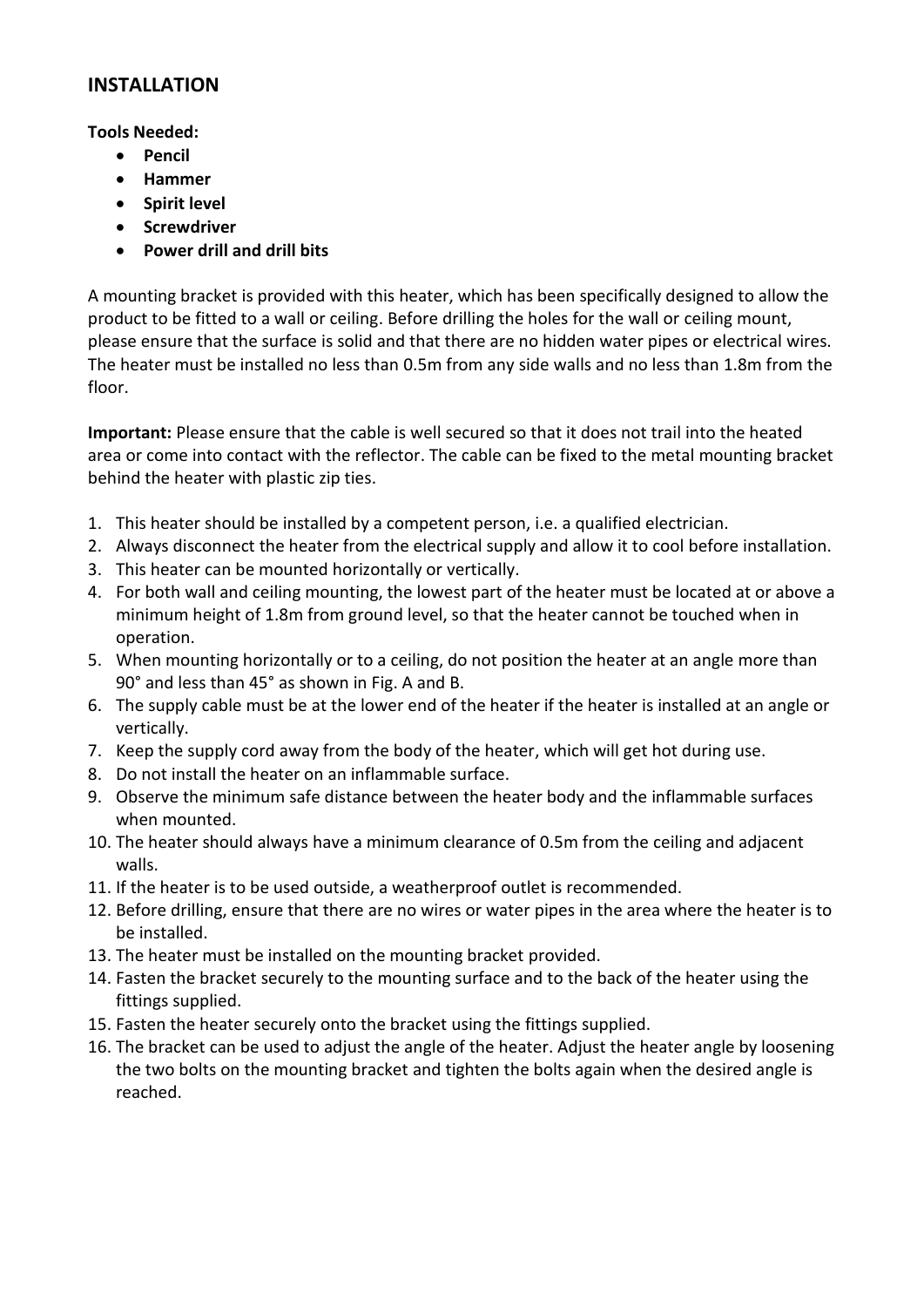## INSTALLATION

**Tools Needed:**

- **Pencil**
- **Hammer**
- **Spirit level**
- **Screwdriver**
- **Power drill and drill bits**

A mounting bracket is provided with this heater, which has been specifically designed to allow the product to be fitted to a wall or ceiling. Before drilling the holes for the wall or ceiling mount, please ensure that the surface is solid and that there are no hidden water pipes or electrical wires. The heater must be installed no less than 0.5m from any side walls and no less than 1.8m from the floor.

**Important:** Please ensure that the cable is well secured so that it does not trail into the heated area or come into contact with the reflector. The cable can be fixed to the metal mounting bracket behind the heater with plastic zip ties.

1. This heater should be installed by a competent person, i.e. a qualified electrician.
2. Always disconnect the heater from the electrical supply and allow it to cool before installation.
3. This heater can be mounted horizontally or vertically.
4. For both wall and ceiling mounting, the lowest part of the heater must be located at or above a minimum height of 1.8m from ground level, so that the heater cannot be touched when in operation.
5. When mounting horizontally or to a ceiling, do not position the heater at an angle more than 90° and less than 45° as shown in Fig. A and B.
6. The supply cable must be at the lower end of the heater if the heater is installed at an angle or vertically.
7. Keep the supply cord away from the body of the heater, which will get hot during use.
8. Do not install the heater on an inflammable surface.
9. Observe the minimum safe distance between the heater body and the inflammable surfaces when mounted.
10. The heater should always have a minimum clearance of 0.5m from the ceiling and adjacent walls.
11. If the heater is to be used outside, a weatherproof outlet is recommended.
12. Before drilling, ensure that there are no wires or water pipes in the area where the heater is to be installed.
13. The heater must be installed on the mounting bracket provided.
14. Fasten the bracket securely to the mounting surface and to the back of the heater using the fittings supplied.
15. Fasten the heater securely onto the bracket using the fittings supplied.
16. The bracket can be used to adjust the angle of the heater. Adjust the heater angle by loosening the two bolts on the mounting bracket and tighten the bolts again when the desired angle is reached.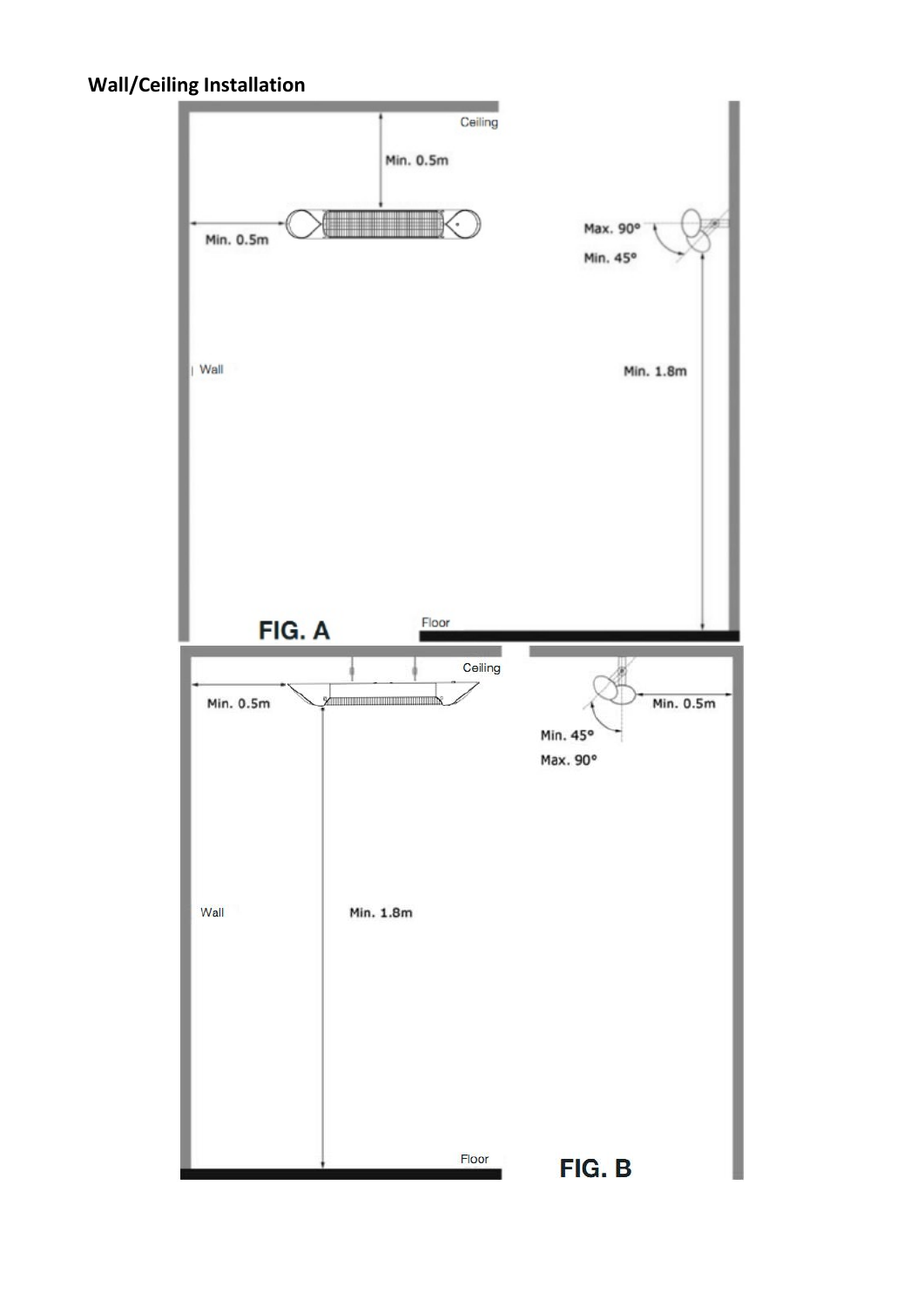## Wall/Ceiling Installation

Ceiling

Min. 0.5m

Min. 0.5m

Max. 90°

Min. 45°

Wall

Min. 1.8m

**FIG. A**

Floor

Ceiling

Min. 0.5m

Min. 0.5m

Min. 45°

Max. 90°

Wall

Min. 1.8m

Floor

**FIG. B**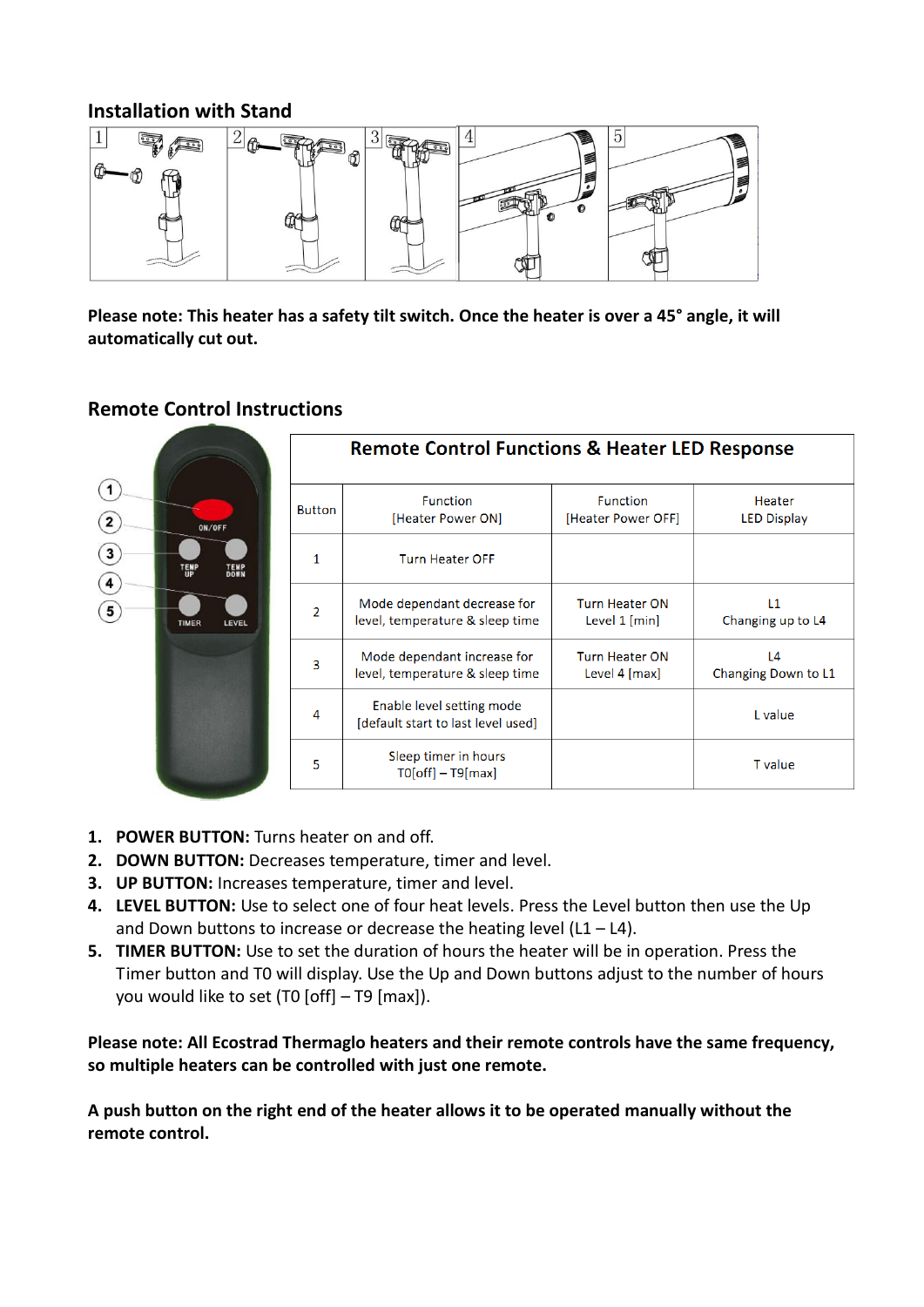## Installation with Stand

**Please note: This heater has a safety tilt switch. Once the heater is over a 45° angle, it will automatically cut out.**

## Remote Control Instructions

| Remote Control Functions & Heater LED Response | | | |
|---|---|---|---|
| Button | Function [Heater Power ON] | Function [Heater Power OFF] | Heater LED Display |
| 1 | Turn Heater OFF | | |
| 2 | Mode dependant decrease for level, temperature & sleep time | Turn Heater ON Level 1 [min] | L1 Changing up to L4 |
| 3 | Mode dependant increase for level, temperature & sleep time | Turn Heater ON Level 4 [max] | L4 Changing Down to L1 |
| 4 | Enable level setting mode [default start to last level used] | | L value |
| 5 | Sleep timer in hours T0[off] – T9[max] | | T value |

1. **POWER BUTTON:** Turns heater on and off.
2. **DOWN BUTTON:** Decreases temperature, timer and level.
3. **UP BUTTON:** Increases temperature, timer and level.
4. **LEVEL BUTTON:** Use to select one of four heat levels. Press the Level button then use the Up and Down buttons to increase or decrease the heating level (L1 – L4).
5. **TIMER BUTTON:** Use to set the duration of hours the heater will be in operation. Press the Timer button and T0 will display. Use the Up and Down buttons adjust to the number of hours you would like to set (T0 [off] – T9 [max]).

**Please note: All Ecostrad Thermaglo heaters and their remote controls have the same frequency, so multiple heaters can be controlled with just one remote.**

**A push button on the right end of the heater allows it to be operated manually without the remote control.**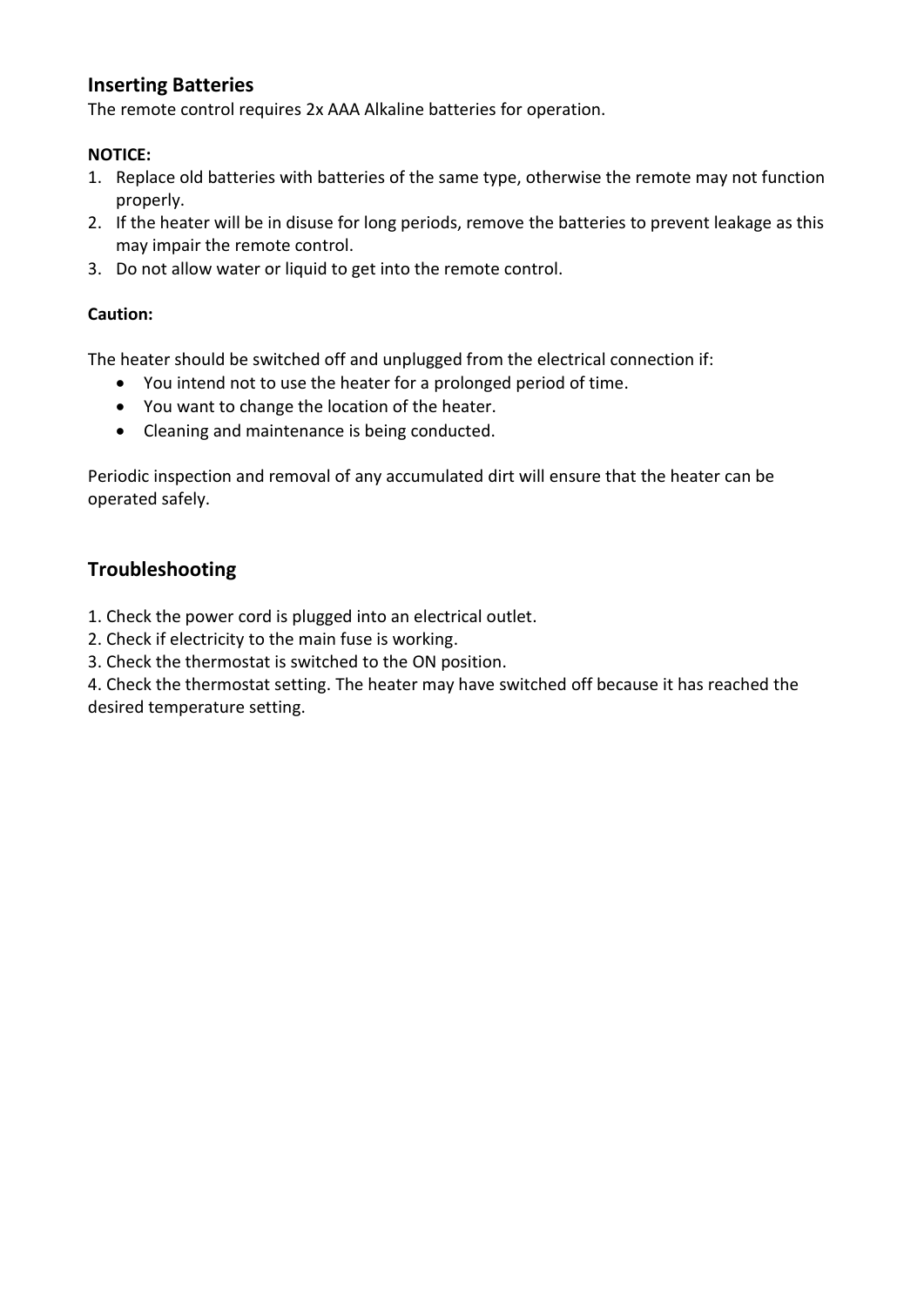## Inserting Batteries

The remote control requires 2x AAA Alkaline batteries for operation.

**NOTICE:**

1. Replace old batteries with batteries of the same type, otherwise the remote may not function properly.
2. If the heater will be in disuse for long periods, remove the batteries to prevent leakage as this may impair the remote control.
3. Do not allow water or liquid to get into the remote control.

**Caution:**

The heater should be switched off and unplugged from the electrical connection if:

- You intend not to use the heater for a prolonged period of time.
- You want to change the location of the heater.
- Cleaning and maintenance is being conducted.

Periodic inspection and removal of any accumulated dirt will ensure that the heater can be operated safely.

## Troubleshooting

1. Check the power cord is plugged into an electrical outlet.
2. Check if electricity to the main fuse is working.
3. Check the thermostat is switched to the ON position.
4. Check the thermostat setting. The heater may have switched off because it has reached the desired temperature setting.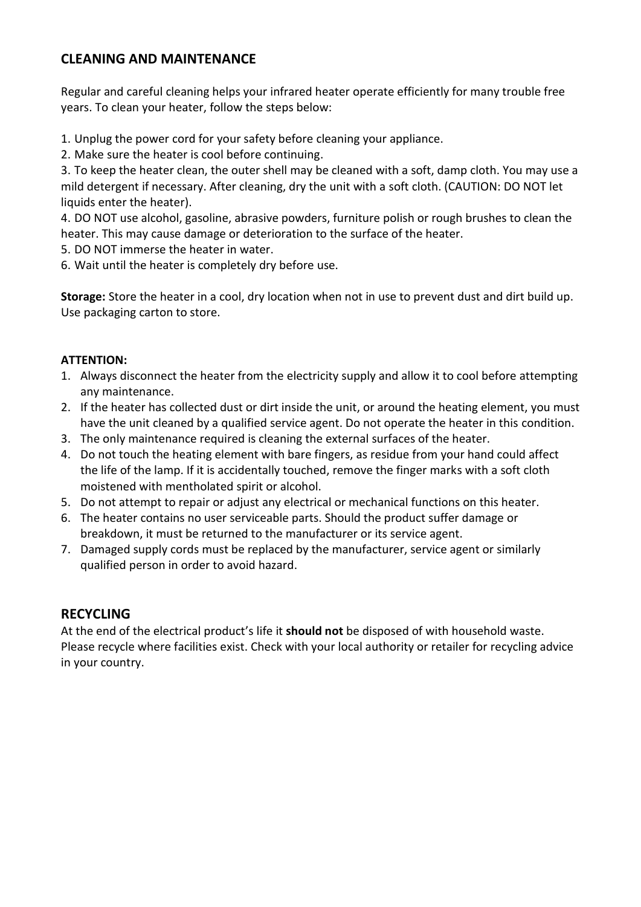## CLEANING AND MAINTENANCE

Regular and careful cleaning helps your infrared heater operate efficiently for many trouble free years. To clean your heater, follow the steps below:

1. Unplug the power cord for your safety before cleaning your appliance.
2. Make sure the heater is cool before continuing.
3. To keep the heater clean, the outer shell may be cleaned with a soft, damp cloth. You may use a mild detergent if necessary. After cleaning, dry the unit with a soft cloth. (CAUTION: DO NOT let liquids enter the heater).
4. DO NOT use alcohol, gasoline, abrasive powders, furniture polish or rough brushes to clean the heater. This may cause damage or deterioration to the surface of the heater.
5. DO NOT immerse the heater in water.
6. Wait until the heater is completely dry before use.

**Storage:** Store the heater in a cool, dry location when not in use to prevent dust and dirt build up. Use packaging carton to store.

**ATTENTION:**

1. Always disconnect the heater from the electricity supply and allow it to cool before attempting any maintenance.
2. If the heater has collected dust or dirt inside the unit, or around the heating element, you must have the unit cleaned by a qualified service agent. Do not operate the heater in this condition.
3. The only maintenance required is cleaning the external surfaces of the heater.
4. Do not touch the heating element with bare fingers, as residue from your hand could affect the life of the lamp. If it is accidentally touched, remove the finger marks with a soft cloth moistened with mentholated spirit or alcohol.
5. Do not attempt to repair or adjust any electrical or mechanical functions on this heater.
6. The heater contains no user serviceable parts. Should the product suffer damage or breakdown, it must be returned to the manufacturer or its service agent.
7. Damaged supply cords must be replaced by the manufacturer, service agent or similarly qualified person in order to avoid hazard.

## RECYCLING

At the end of the electrical product's life it **should not** be disposed of with household waste. Please recycle where facilities exist. Check with your local authority or retailer for recycling advice in your country.